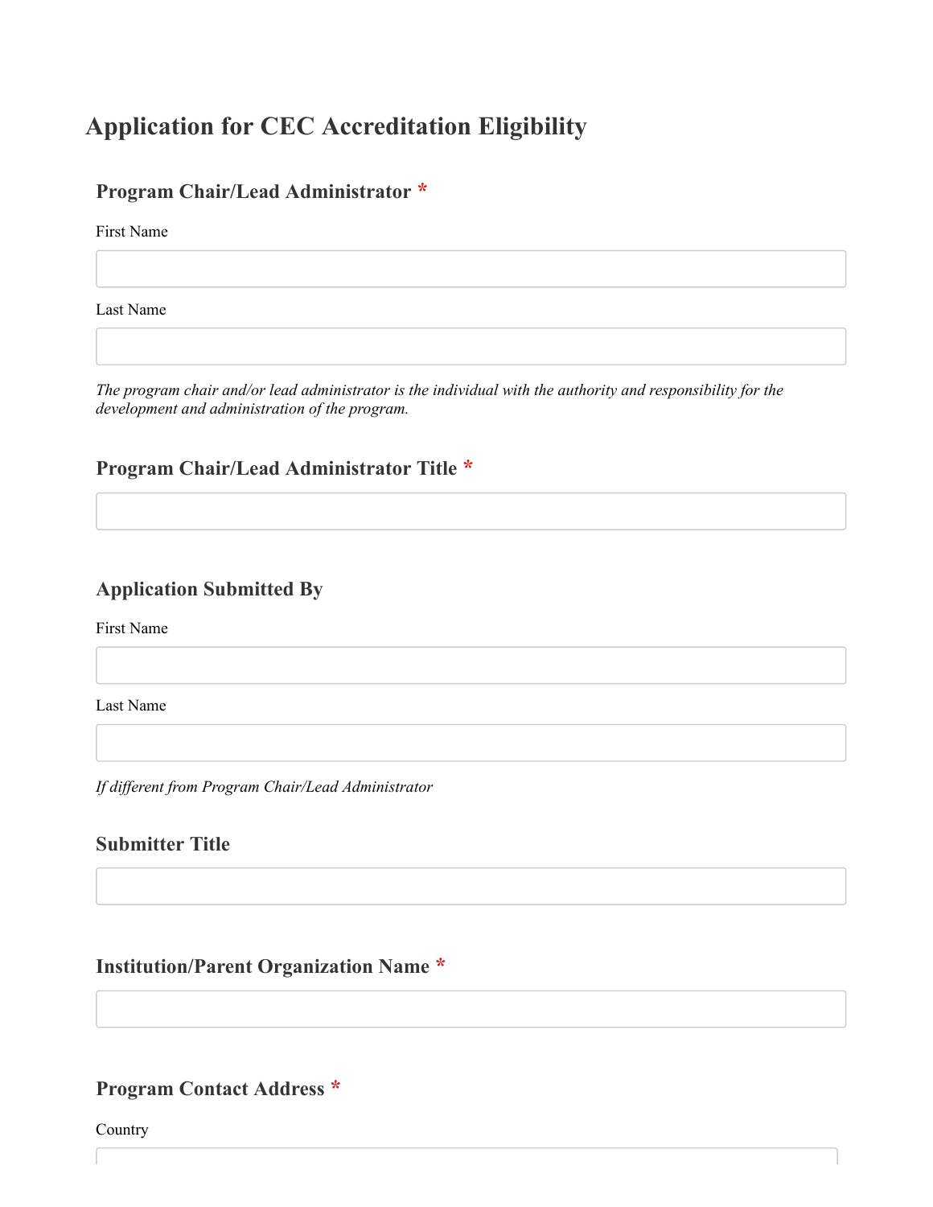# Application for CEC Accreditation Eligibility

### Program Chair/Lead Administrator *

First Name

Last Name

*The program chair and/or lead administrator is the individual with the authority and responsibility for the development and administration of the program.*

### Program Chair/Lead Administrator Title *

### Application Submitted By

First Name

Last Name

*If different from Program Chair/Lead Administrator*

### Submitter Title

### Institution/Parent Organization Name *

### Program Contact Address *

Country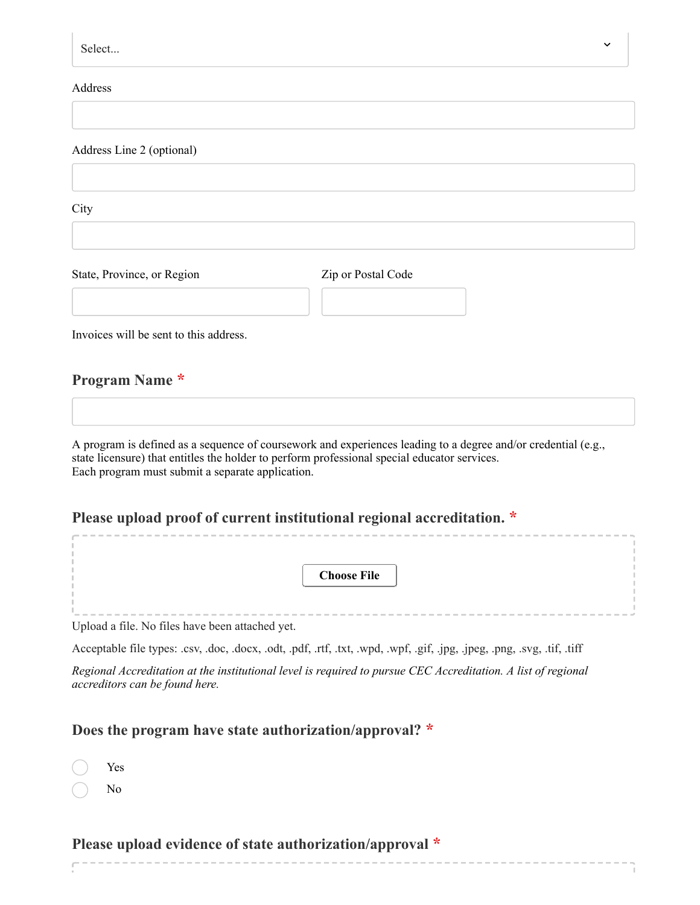Select...

Address

Address Line 2 (optional)

City

State, Province, or Region

Zip or Postal Code

Invoices will be sent to this address.

### Program Name *

A program is defined as a sequence of coursework and experiences leading to a degree and/or credential (e.g., state licensure) that entitles the holder to perform professional special educator services.
Each program must submit a separate application.

### Please upload proof of current institutional regional accreditation. *

Choose File

Upload a file. No files have been attached yet.

Acceptable file types: .csv, .doc, .docx, .odt, .pdf, .rtf, .txt, .wpd, .wpf, .gif, .jpg, .jpeg, .png, .svg, .tif, .tiff

*Regional Accreditation at the institutional level is required to pursue CEC Accreditation. A list of regional accreditors can be found here.*

### Does the program have state authorization/approval? *

- Yes
- No

### Please upload evidence of state authorization/approval *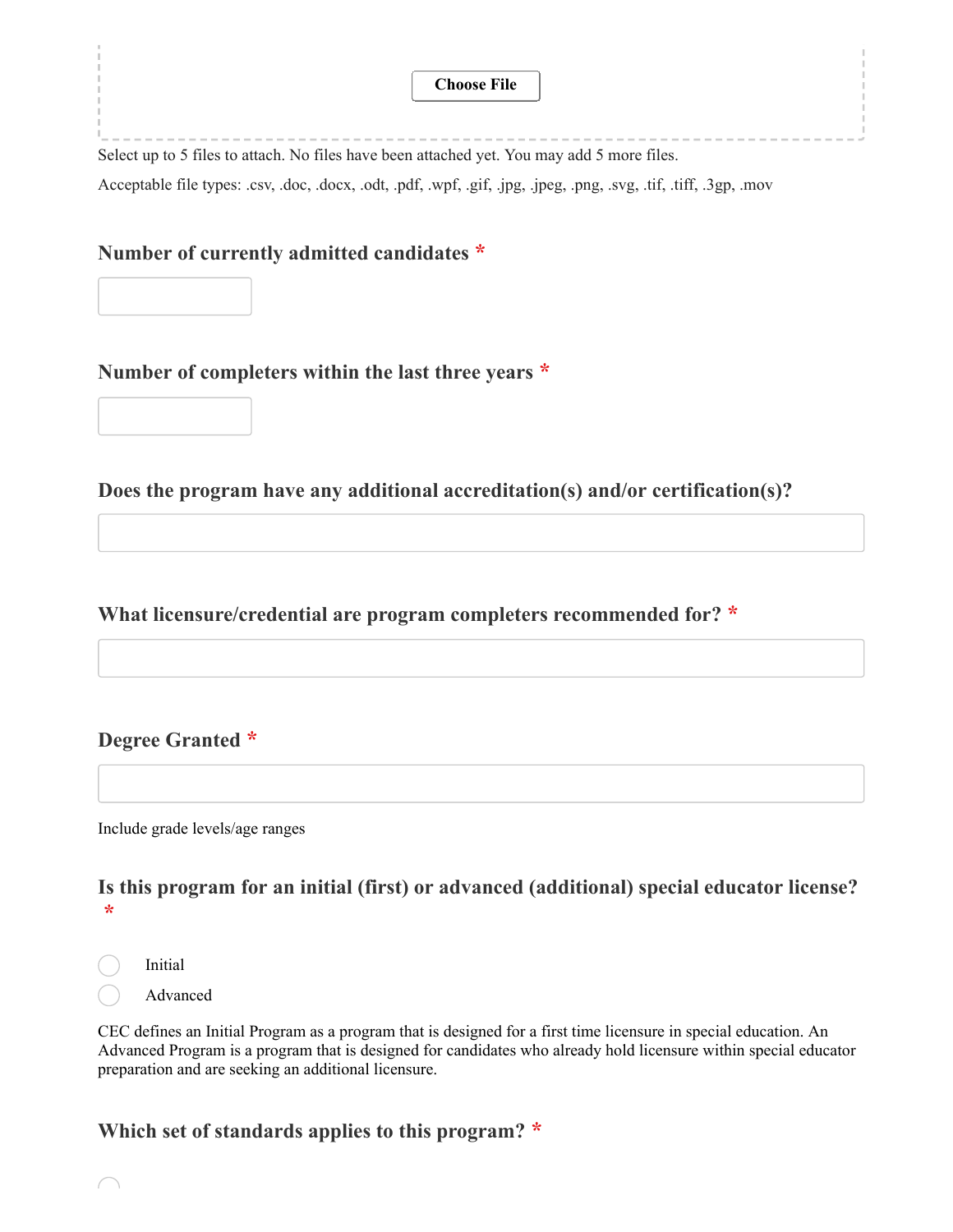Choose File

Select up to 5 files to attach. No files have been attached yet. You may add 5 more files.

Acceptable file types: .csv, .doc, .docx, .odt, .pdf, .wpf, .gif, .jpg, .jpeg, .png, .svg, .tif, .tiff, .3gp, .mov

**Number of currently admitted candidates** *

**Number of completers within the last three years** *

**Does the program have any additional accreditation(s) and/or certification(s)?**

**What licensure/credential are program completers recommended for?** *

**Degree Granted** *

Include grade levels/age ranges

**Is this program for an initial (first) or advanced (additional) special educator license?** *

- Initial
- Advanced

CEC defines an Initial Program as a program that is designed for a first time licensure in special education. An Advanced Program is a program that is designed for candidates who already hold licensure within special educator preparation and are seeking an additional licensure.

**Which set of standards applies to this program?** *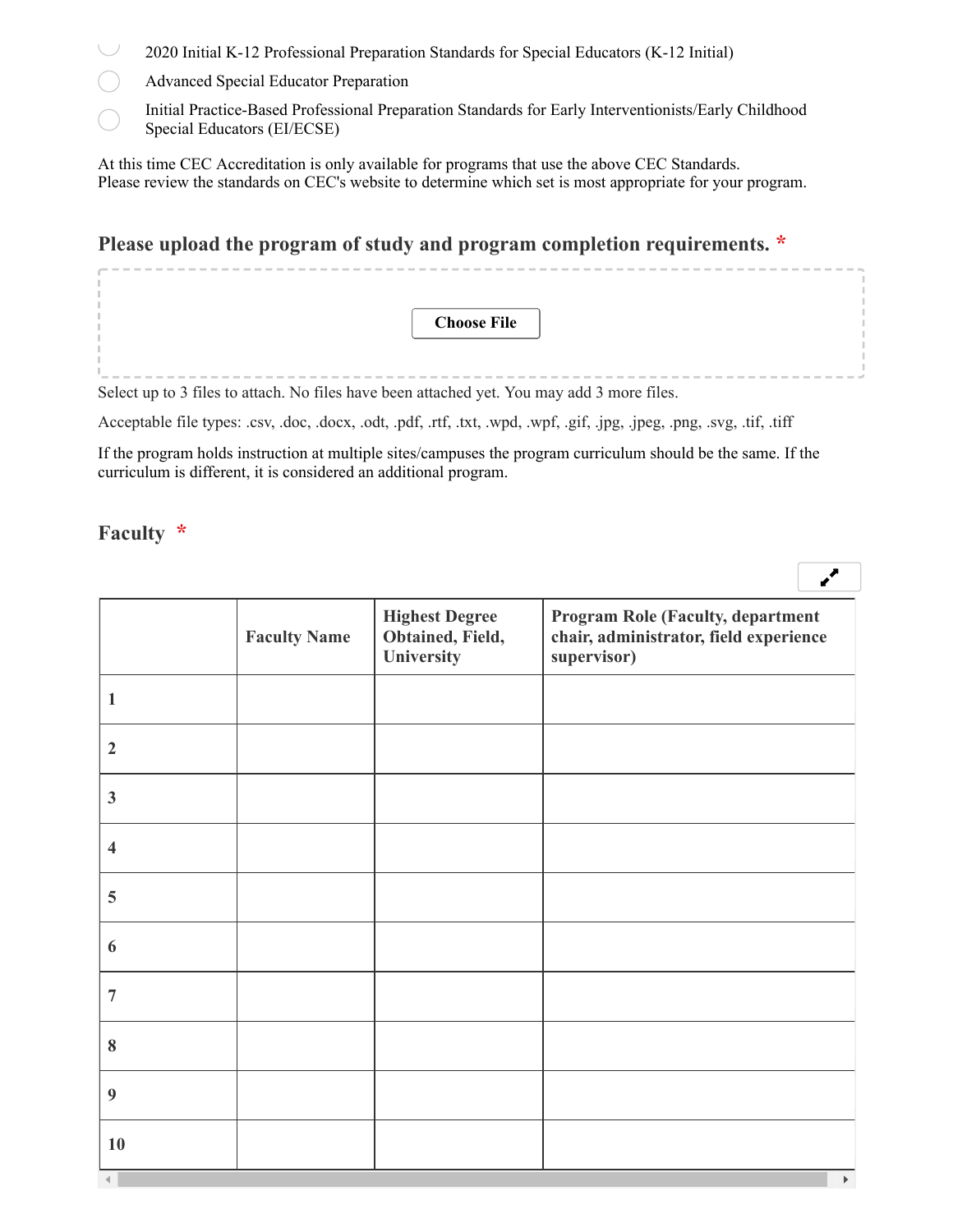- 2020 Initial K-12 Professional Preparation Standards for Special Educators (K-12 Initial)
- Advanced Special Educator Preparation
- Initial Practice-Based Professional Preparation Standards for Early Interventionists/Early Childhood Special Educators (EI/ECSE)

At this time CEC Accreditation is only available for programs that use the above CEC Standards.
Please review the standards on CEC's website to determine which set is most appropriate for your program.

### Please upload the program of study and program completion requirements. *

Choose File

Select up to 3 files to attach. No files have been attached yet. You may add 3 more files.

Acceptable file types: .csv, .doc, .docx, .odt, .pdf, .rtf, .txt, .wpd, .wpf, .gif, .jpg, .jpeg, .png, .svg, .tif, .tiff

If the program holds instruction at multiple sites/campuses the program curriculum should be the same. If the curriculum is different, it is considered an additional program.

### Faculty *

| | Faculty Name | Highest Degree Obtained, Field, University | Program Role (Faculty, department chair, administrator, field experience supervisor) |
|---|---|---|---|
| 1 | | | |
| 2 | | | |
| 3 | | | |
| 4 | | | |
| 5 | | | |
| 6 | | | |
| 7 | | | |
| 8 | | | |
| 9 | | | |
| 10 | | | |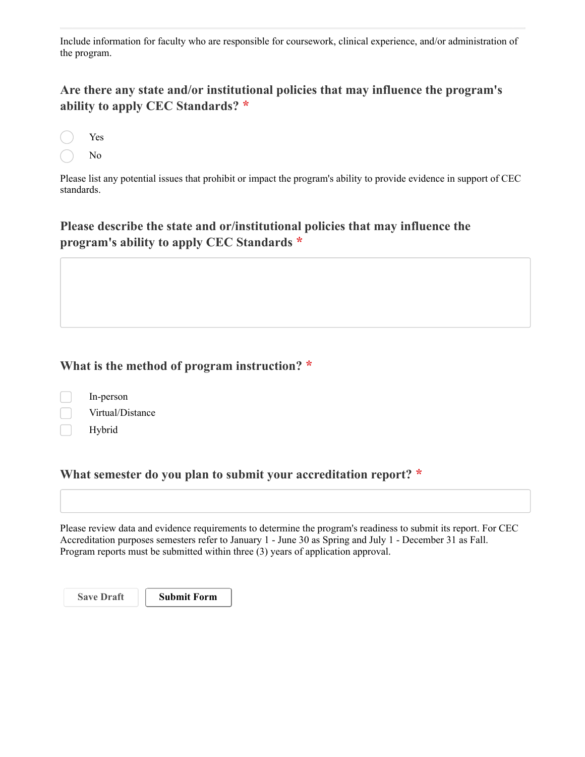Include information for faculty who are responsible for coursework, clinical experience, and/or administration of the program.

### Are there any state and/or institutional policies that may influence the program's ability to apply CEC Standards? *

- ◯ Yes
- ◯ No

Please list any potential issues that prohibit or impact the program's ability to provide evidence in support of CEC standards.

### Please describe the state and or/institutional policies that may influence the program's ability to apply CEC Standards *

### What is the method of program instruction? *

- ☐ In-person
- ☐ Virtual/Distance
- ☐ Hybrid

### What semester do you plan to submit your accreditation report? *

Please review data and evidence requirements to determine the program's readiness to submit its report. For CEC Accreditation purposes semesters refer to January 1 - June 30 as Spring and July 1 - December 31 as Fall. Program reports must be submitted within three (3) years of application approval.

Save Draft | **Submit Form**